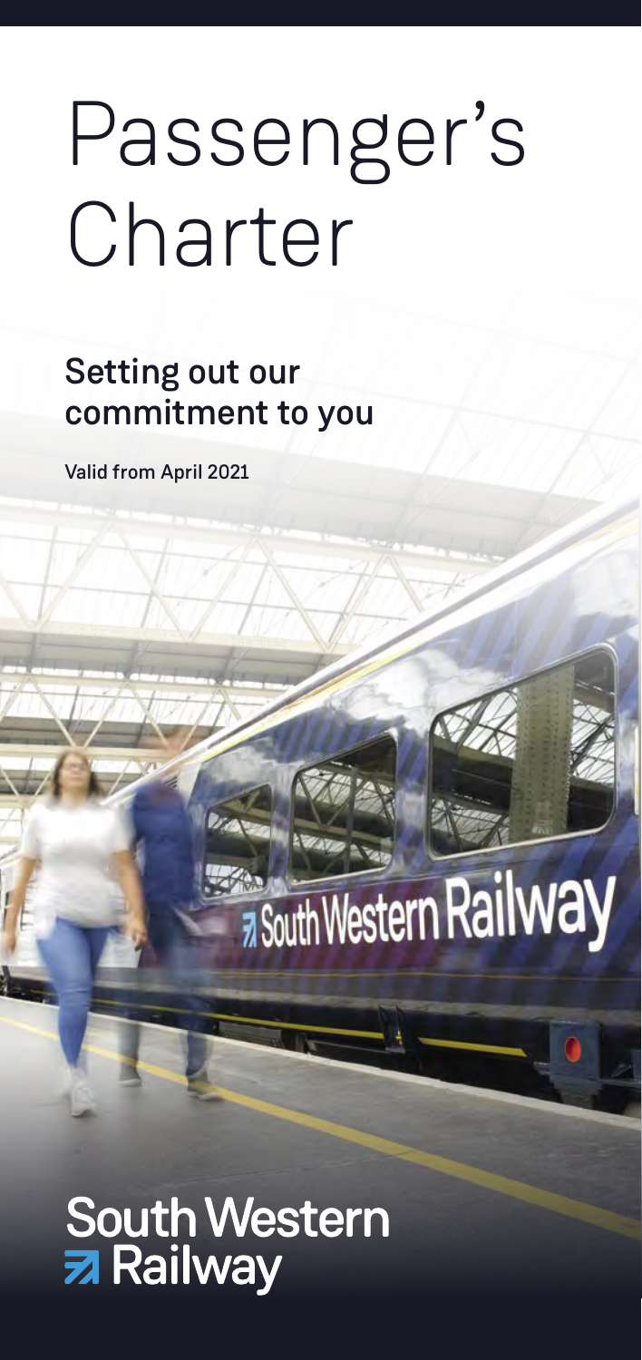# Passenger's Charter

## Setting out our commitment to you

Valid from April 2021

South Western Railway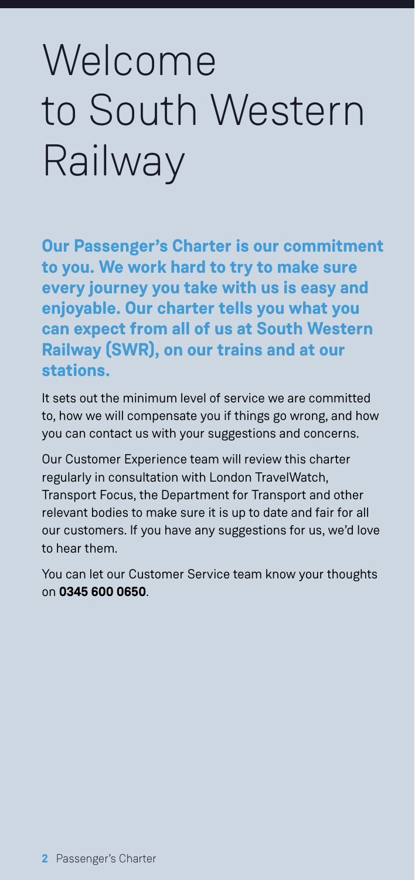# Welcome to South Western Railway

**Our Passenger's Charter is our commitment to you. We work hard to try to make sure every journey you take with us is easy and enjoyable. Our charter tells you what you can expect from all of us at South Western Railway (SWR), on our trains and at our stations.**

It sets out the minimum level of service we are committed to, how we will compensate you if things go wrong, and how you can contact us with your suggestions and concerns.

Our Customer Experience team will review this charter regularly in consultation with London TravelWatch, Transport Focus, the Department for Transport and other relevant bodies to make sure it is up to date and fair for all our customers. If you have any suggestions for us, we'd love to hear them.

You can let our Customer Service team know your thoughts on **0345 600 0650**.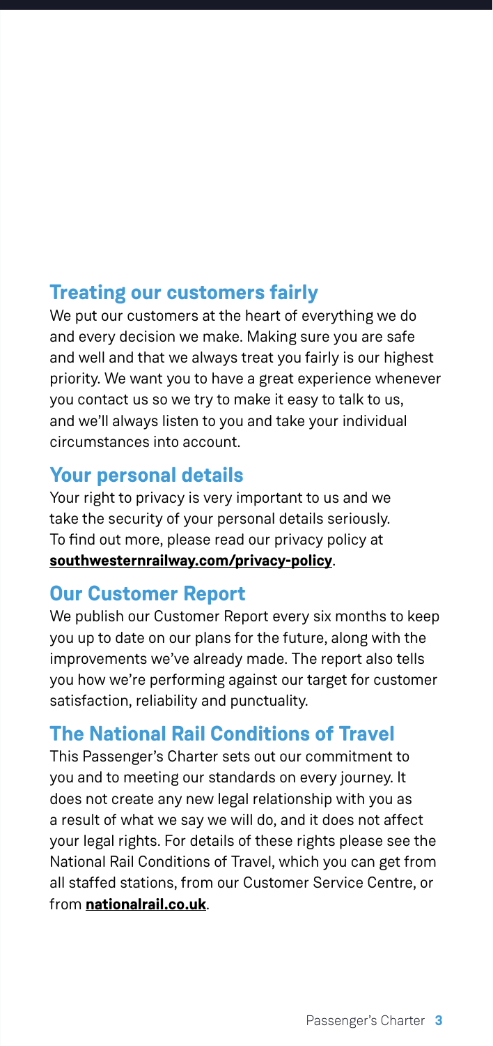## Treating our customers fairly

We put our customers at the heart of everything we do and every decision we make. Making sure you are safe and well and that we always treat you fairly is our highest priority. We want you to have a great experience whenever you contact us so we try to make it easy to talk to us, and we'll always listen to you and take your individual circumstances into account.

## Your personal details

Your right to privacy is very important to us and we take the security of your personal details seriously. To find out more, please read our privacy policy at **southwesternrailway.com/privacy-policy**.

## Our Customer Report

We publish our Customer Report every six months to keep you up to date on our plans for the future, along with the improvements we've already made. The report also tells you how we're performing against our target for customer satisfaction, reliability and punctuality.

## The National Rail Conditions of Travel

This Passenger's Charter sets out our commitment to you and to meeting our standards on every journey. It does not create any new legal relationship with you as a result of what we say we will do, and it does not affect your legal rights. For details of these rights please see the National Rail Conditions of Travel, which you can get from all staffed stations, from our Customer Service Centre, or from **nationalrail.co.uk**.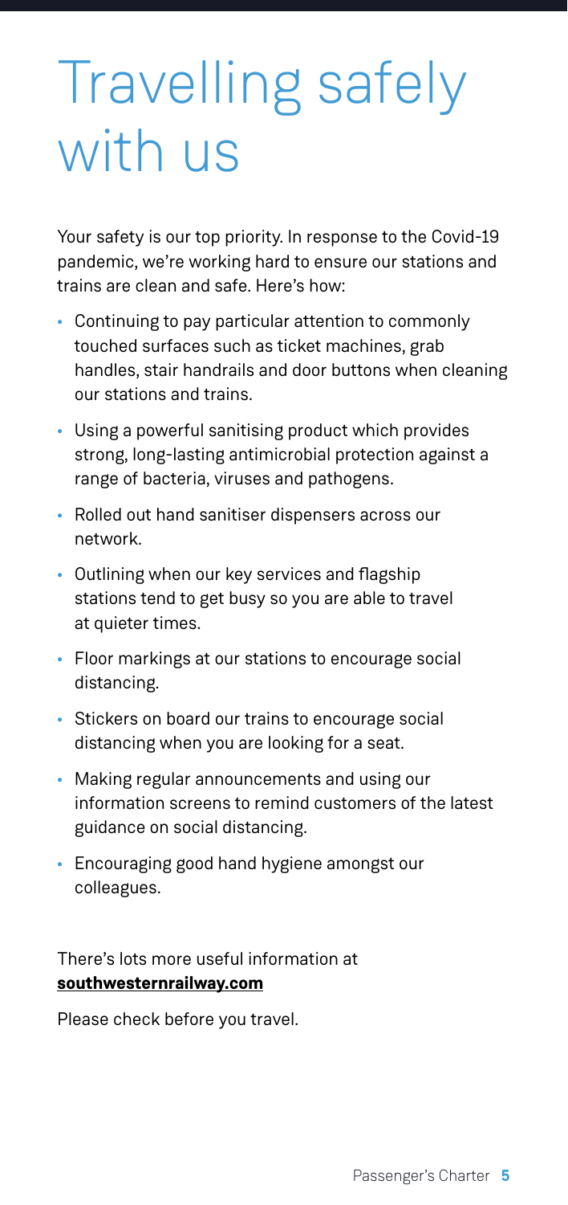# Travelling safely with us

Your safety is our top priority. In response to the Covid-19 pandemic, we're working hard to ensure our stations and trains are clean and safe. Here's how:

- Continuing to pay particular attention to commonly touched surfaces such as ticket machines, grab handles, stair handrails and door buttons when cleaning our stations and trains.
- Using a powerful sanitising product which provides strong, long-lasting antimicrobial protection against a range of bacteria, viruses and pathogens.
- Rolled out hand sanitiser dispensers across our network.
- Outlining when our key services and flagship stations tend to get busy so you are able to travel at quieter times.
- Floor markings at our stations to encourage social distancing.
- Stickers on board our trains to encourage social distancing when you are looking for a seat.
- Making regular announcements and using our information screens to remind customers of the latest guidance on social distancing.
- Encouraging good hand hygiene amongst our colleagues.

There's lots more useful information at **southwesternrailway.com**

Please check before you travel.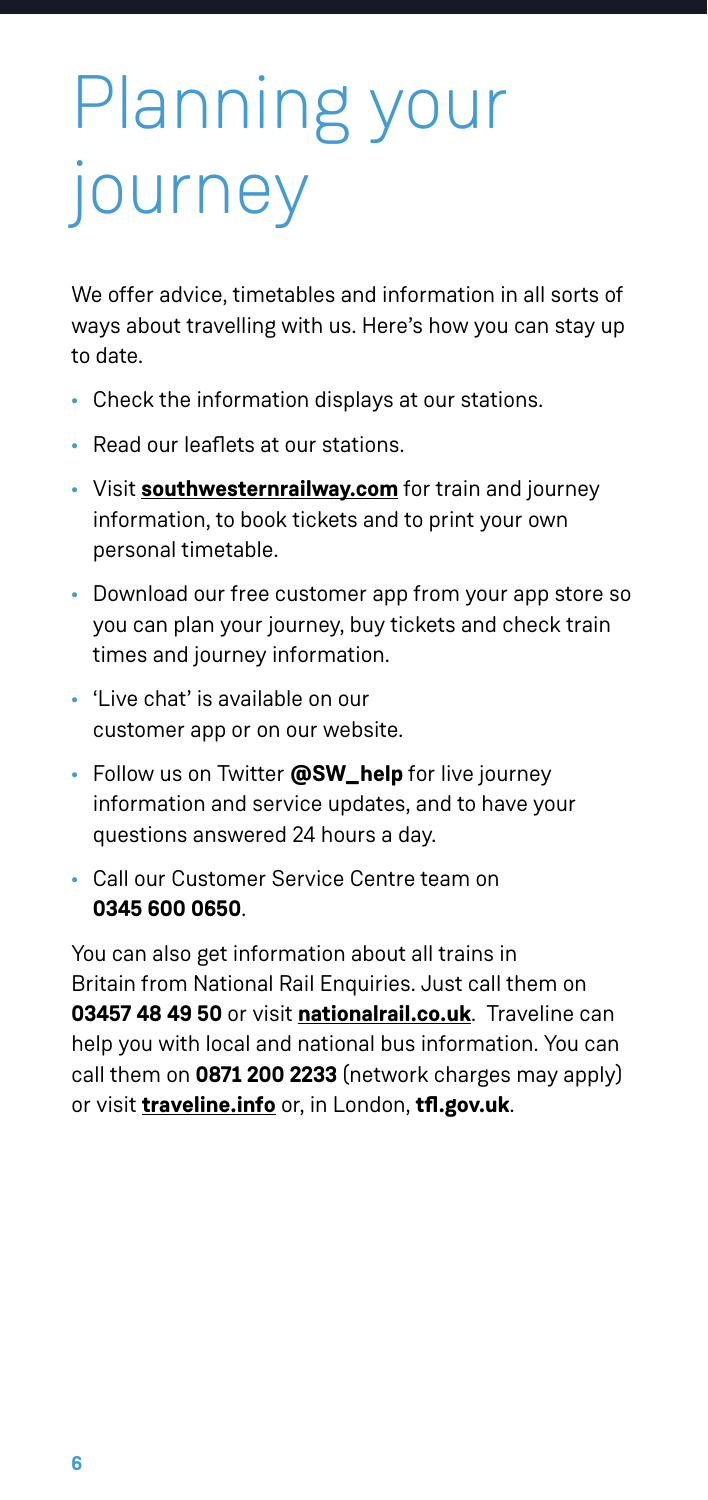# Planning your journey

We offer advice, timetables and information in all sorts of ways about travelling with us. Here's how you can stay up to date.

- Check the information displays at our stations.
- Read our leaflets at our stations.
- Visit **southwesternrailway.com** for train and journey information, to book tickets and to print your own personal timetable.
- Download our free customer app from your app store so you can plan your journey, buy tickets and check train times and journey information.
- 'Live chat' is available on our customer app or on our website.
- Follow us on Twitter **@SW_help** for live journey information and service updates, and to have your questions answered 24 hours a day.
- Call our Customer Service Centre team on **0345 600 0650**.

You can also get information about all trains in Britain from National Rail Enquiries. Just call them on **03457 48 49 50** or visit **nationalrail.co.uk**. Traveline can help you with local and national bus information. You can call them on **0871 200 2233** (network charges may apply) or visit **traveline.info** or, in London, **tfl.gov.uk**.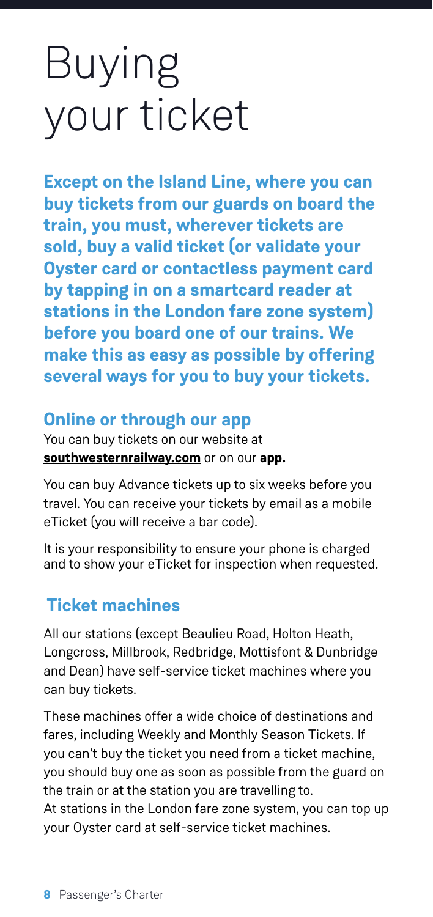# Buying your ticket

**Except on the Island Line, where you can buy tickets from our guards on board the train, you must, wherever tickets are sold, buy a valid ticket (or validate your Oyster card or contactless payment card by tapping in on a smartcard reader at stations in the London fare zone system) before you board one of our trains. We make this as easy as possible by offering several ways for you to buy your tickets.**

## Online or through our app

You can buy tickets on our website at **southwesternrailway.com** or on our **app.**

You can buy Advance tickets up to six weeks before you travel. You can receive your tickets by email as a mobile eTicket (you will receive a bar code).

It is your responsibility to ensure your phone is charged and to show your eTicket for inspection when requested.

## Ticket machines

All our stations (except Beaulieu Road, Holton Heath, Longcross, Millbrook, Redbridge, Mottisfont & Dunbridge and Dean) have self-service ticket machines where you can buy tickets.

These machines offer a wide choice of destinations and fares, including Weekly and Monthly Season Tickets. If you can't buy the ticket you need from a ticket machine, you should buy one as soon as possible from the guard on the train or at the station you are travelling to.
At stations in the London fare zone system, you can top up your Oyster card at self-service ticket machines.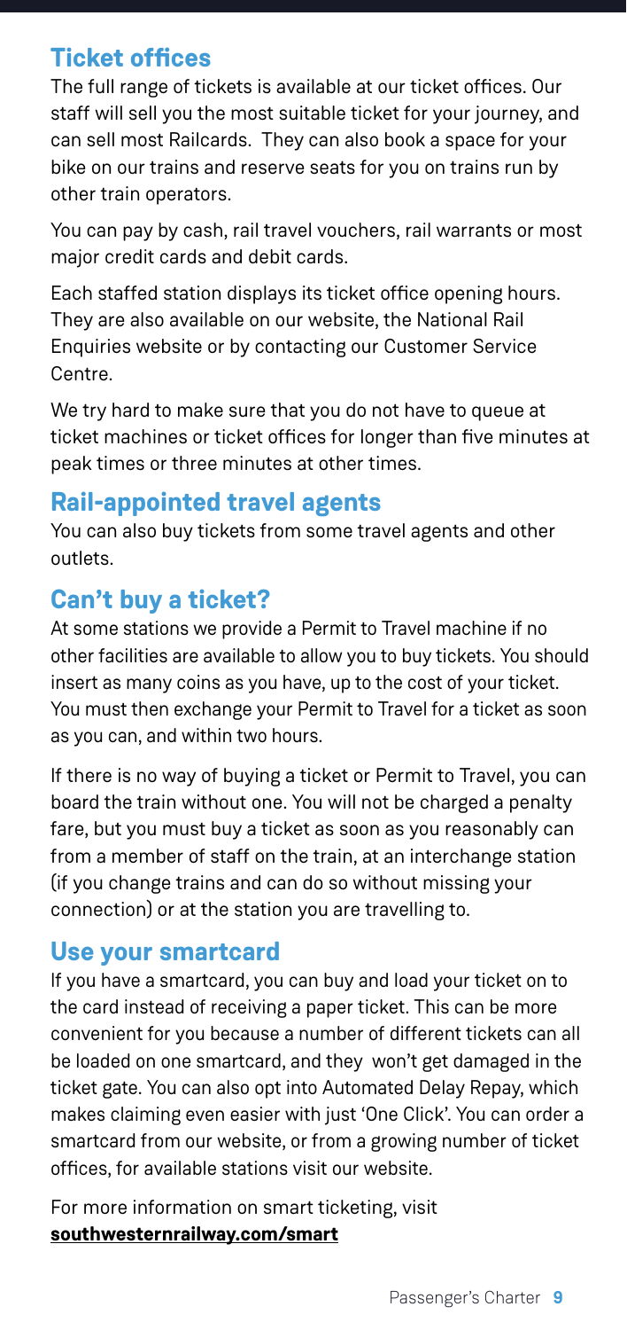## Ticket offices

The full range of tickets is available at our ticket offices. Our staff will sell you the most suitable ticket for your journey, and can sell most Railcards. They can also book a space for your bike on our trains and reserve seats for you on trains run by other train operators.

You can pay by cash, rail travel vouchers, rail warrants or most major credit cards and debit cards.

Each staffed station displays its ticket office opening hours. They are also available on our website, the National Rail Enquiries website or by contacting our Customer Service Centre.

We try hard to make sure that you do not have to queue at ticket machines or ticket offices for longer than five minutes at peak times or three minutes at other times.

## Rail-appointed travel agents

You can also buy tickets from some travel agents and other outlets.

## Can't buy a ticket?

At some stations we provide a Permit to Travel machine if no other facilities are available to allow you to buy tickets. You should insert as many coins as you have, up to the cost of your ticket. You must then exchange your Permit to Travel for a ticket as soon as you can, and within two hours.

If there is no way of buying a ticket or Permit to Travel, you can board the train without one. You will not be charged a penalty fare, but you must buy a ticket as soon as you reasonably can from a member of staff on the train, at an interchange station (if you change trains and can do so without missing your connection) or at the station you are travelling to.

## Use your smartcard

If you have a smartcard, you can buy and load your ticket on to the card instead of receiving a paper ticket. This can be more convenient for you because a number of different tickets can all be loaded on one smartcard, and they won't get damaged in the ticket gate. You can also opt into Automated Delay Repay, which makes claiming even easier with just 'One Click'. You can order a smartcard from our website, or from a growing number of ticket offices, for available stations visit our website.

For more information on smart ticketing, visit **southwesternrailway.com/smart**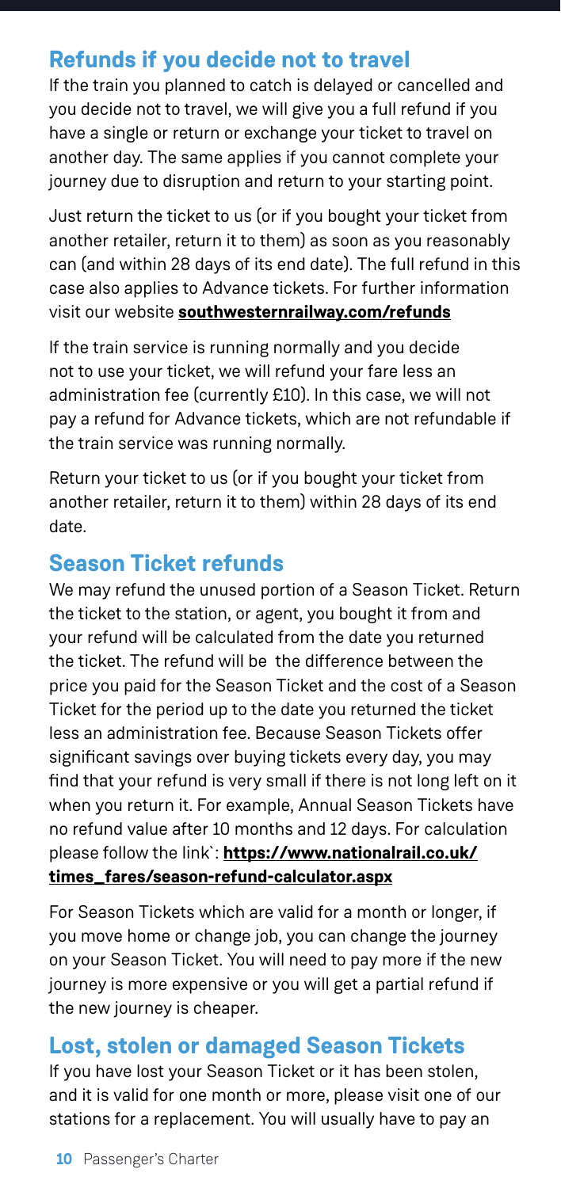## Refunds if you decide not to travel

If the train you planned to catch is delayed or cancelled and you decide not to travel, we will give you a full refund if you have a single or return or exchange your ticket to travel on another day. The same applies if you cannot complete your journey due to disruption and return to your starting point.

Just return the ticket to us (or if you bought your ticket from another retailer, return it to them) as soon as you reasonably can (and within 28 days of its end date). The full refund in this case also applies to Advance tickets. For further information visit our website **southwesternrailway.com/refunds**

If the train service is running normally and you decide not to use your ticket, we will refund your fare less an administration fee (currently £10). In this case, we will not pay a refund for Advance tickets, which are not refundable if the train service was running normally.

Return your ticket to us (or if you bought your ticket from another retailer, return it to them) within 28 days of its end date.

## Season Ticket refunds

We may refund the unused portion of a Season Ticket. Return the ticket to the station, or agent, you bought it from and your refund will be calculated from the date you returned the ticket. The refund will be the difference between the price you paid for the Season Ticket and the cost of a Season Ticket for the period up to the date you returned the ticket less an administration fee. Because Season Tickets offer significant savings over buying tickets every day, you may find that your refund is very small if there is not long left on it when you return it. For example, Annual Season Tickets have no refund value after 10 months and 12 days. For calculation please follow the link`: **https://www.nationalrail.co.uk/times_fares/season-refund-calculator.aspx**

For Season Tickets which are valid for a month or longer, if you move home or change job, you can change the journey on your Season Ticket. You will need to pay more if the new journey is more expensive or you will get a partial refund if the new journey is cheaper.

## Lost, stolen or damaged Season Tickets

If you have lost your Season Ticket or it has been stolen, and it is valid for one month or more, please visit one of our stations for a replacement. You will usually have to pay an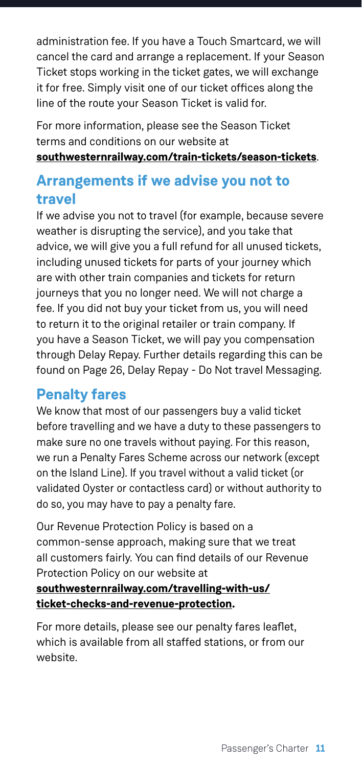administration fee. If you have a Touch Smartcard, we will cancel the card and arrange a replacement. If your Season Ticket stops working in the ticket gates, we will exchange it for free. Simply visit one of our ticket offices along the line of the route your Season Ticket is valid for.

For more information, please see the Season Ticket terms and conditions on our website at **southwesternrailway.com/train-tickets/season-tickets**.

## Arrangements if we advise you not to travel

If we advise you not to travel (for example, because severe weather is disrupting the service), and you take that advice, we will give you a full refund for all unused tickets, including unused tickets for parts of your journey which are with other train companies and tickets for return journeys that you no longer need. We will not charge a fee. If you did not buy your ticket from us, you will need to return it to the original retailer or train company. If you have a Season Ticket, we will pay you compensation through Delay Repay. Further details regarding this can be found on Page 26, Delay Repay - Do Not travel Messaging.

## Penalty fares

We know that most of our passengers buy a valid ticket before travelling and we have a duty to these passengers to make sure no one travels without paying. For this reason, we run a Penalty Fares Scheme across our network (except on the Island Line). If you travel without a valid ticket (or validated Oyster or contactless card) or without authority to do so, you may have to pay a penalty fare.

Our Revenue Protection Policy is based on a common-sense approach, making sure that we treat all customers fairly. You can find details of our Revenue Protection Policy on our website at **southwesternrailway.com/travelling-with-us/ticket-checks-and-revenue-protection.**

For more details, please see our penalty fares leaflet, which is available from all staffed stations, or from our website.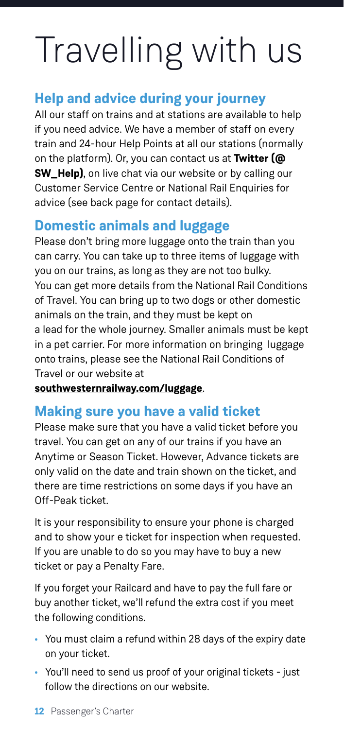# Travelling with us

## Help and advice during your journey

All our staff on trains and at stations are available to help if you need advice. We have a member of staff on every train and 24-hour Help Points at all our stations (normally on the platform). Or, you can contact us at **Twitter (@SW_Help)**, on live chat via our website or by calling our Customer Service Centre or National Rail Enquiries for advice (see back page for contact details).

## Domestic animals and luggage

Please don't bring more luggage onto the train than you can carry. You can take up to three items of luggage with you on our trains, as long as they are not too bulky. You can get more details from the National Rail Conditions of Travel. You can bring up to two dogs or other domestic animals on the train, and they must be kept on a lead for the whole journey. Smaller animals must be kept in a pet carrier. For more information on bringing luggage onto trains, please see the National Rail Conditions of Travel or our website at **southwesternrailway.com/luggage**.

## Making sure you have a valid ticket

Please make sure that you have a valid ticket before you travel. You can get on any of our trains if you have an Anytime or Season Ticket. However, Advance tickets are only valid on the date and train shown on the ticket, and there are time restrictions on some days if you have an Off-Peak ticket.

It is your responsibility to ensure your phone is charged and to show your e ticket for inspection when requested. If you are unable to do so you may have to buy a new ticket or pay a Penalty Fare.

If you forget your Railcard and have to pay the full fare or buy another ticket, we'll refund the extra cost if you meet the following conditions.

- You must claim a refund within 28 days of the expiry date on your ticket.
- You'll need to send us proof of your original tickets - just follow the directions on our website.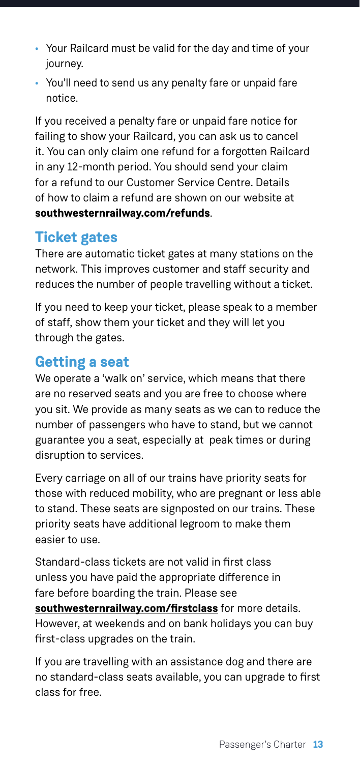- Your Railcard must be valid for the day and time of your journey.
- You'll need to send us any penalty fare or unpaid fare notice.

If you received a penalty fare or unpaid fare notice for failing to show your Railcard, you can ask us to cancel it. You can only claim one refund for a forgotten Railcard in any 12-month period. You should send your claim for a refund to our Customer Service Centre. Details of how to claim a refund are shown on our website at **southwesternrailway.com/refunds**.

## Ticket gates

There are automatic ticket gates at many stations on the network. This improves customer and staff security and reduces the number of people travelling without a ticket.

If you need to keep your ticket, please speak to a member of staff, show them your ticket and they will let you through the gates.

## Getting a seat

We operate a 'walk on' service, which means that there are no reserved seats and you are free to choose where you sit. We provide as many seats as we can to reduce the number of passengers who have to stand, but we cannot guarantee you a seat, especially at peak times or during disruption to services.

Every carriage on all of our trains have priority seats for those with reduced mobility, who are pregnant or less able to stand. These seats are signposted on our trains. These priority seats have additional legroom to make them easier to use.

Standard-class tickets are not valid in first class unless you have paid the appropriate difference in fare before boarding the train. Please see **southwesternrailway.com/firstclass** for more details. However, at weekends and on bank holidays you can buy first-class upgrades on the train.

If you are travelling with an assistance dog and there are no standard-class seats available, you can upgrade to first class for free.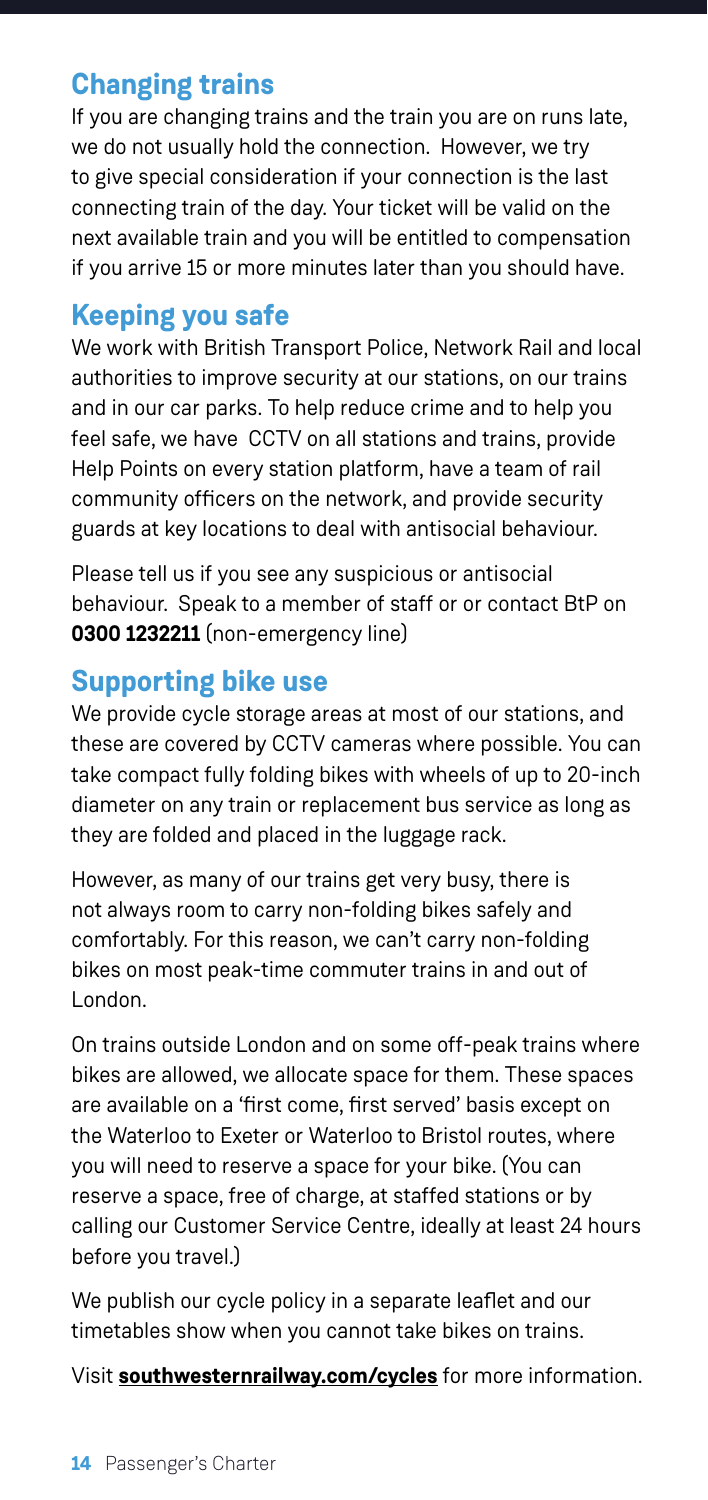## Changing trains

If you are changing trains and the train you are on runs late, we do not usually hold the connection. However, we try to give special consideration if your connection is the last connecting train of the day. Your ticket will be valid on the next available train and you will be entitled to compensation if you arrive 15 or more minutes later than you should have.

## Keeping you safe

We work with British Transport Police, Network Rail and local authorities to improve security at our stations, on our trains and in our car parks. To help reduce crime and to help you feel safe, we have CCTV on all stations and trains, provide Help Points on every station platform, have a team of rail community officers on the network, and provide security guards at key locations to deal with antisocial behaviour.

Please tell us if you see any suspicious or antisocial behaviour. Speak to a member of staff or or contact BtP on **0300 1232211** (non-emergency line)

## Supporting bike use

We provide cycle storage areas at most of our stations, and these are covered by CCTV cameras where possible. You can take compact fully folding bikes with wheels of up to 20-inch diameter on any train or replacement bus service as long as they are folded and placed in the luggage rack.

However, as many of our trains get very busy, there is not always room to carry non-folding bikes safely and comfortably. For this reason, we can't carry non-folding bikes on most peak-time commuter trains in and out of London.

On trains outside London and on some off-peak trains where bikes are allowed, we allocate space for them. These spaces are available on a 'first come, first served' basis except on the Waterloo to Exeter or Waterloo to Bristol routes, where you will need to reserve a space for your bike. (You can reserve a space, free of charge, at staffed stations or by calling our Customer Service Centre, ideally at least 24 hours before you travel.)

We publish our cycle policy in a separate leaflet and our timetables show when you cannot take bikes on trains.

Visit **southwesternrailway.com/cycles** for more information.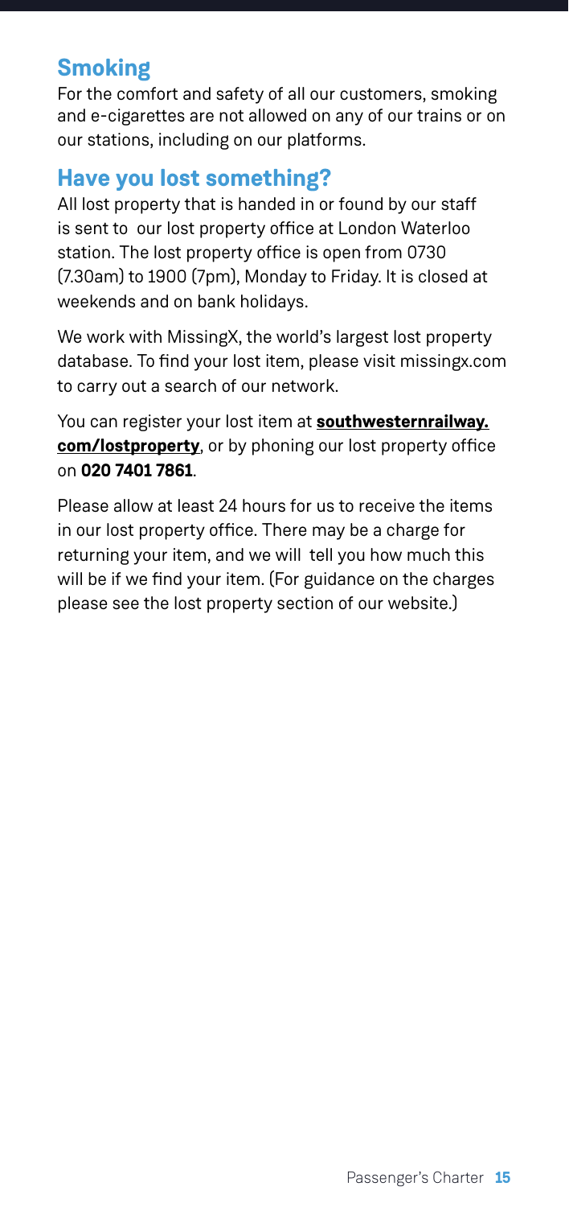## Smoking

For the comfort and safety of all our customers, smoking and e-cigarettes are not allowed on any of our trains or on our stations, including on our platforms.

## Have you lost something?

All lost property that is handed in or found by our staff is sent to our lost property office at London Waterloo station. The lost property office is open from 0730 (7.30am) to 1900 (7pm), Monday to Friday. It is closed at weekends and on bank holidays.

We work with MissingX, the world's largest lost property database. To find your lost item, please visit missingx.com to carry out a search of our network.

You can register your lost item at **southwesternrailway.com/lostproperty**, or by phoning our lost property office on **020 7401 7861**.

Please allow at least 24 hours for us to receive the items in our lost property office. There may be a charge for returning your item, and we will tell you how much this will be if we find your item. (For guidance on the charges please see the lost property section of our website.)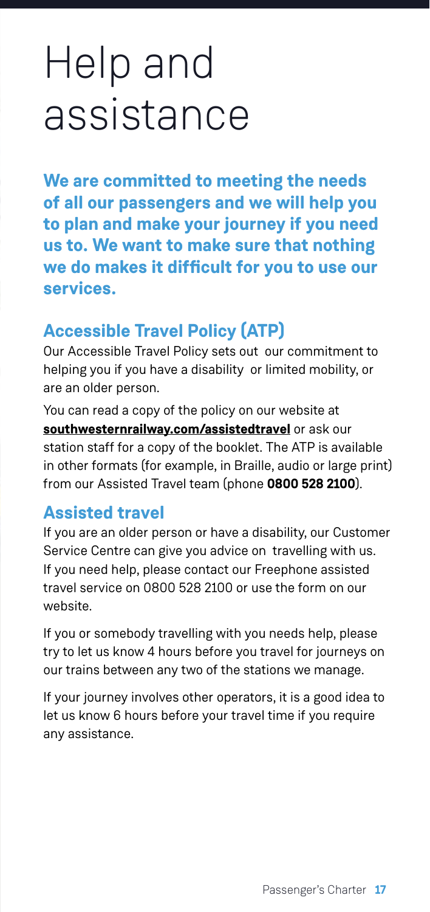# Help and assistance

**We are committed to meeting the needs of all our passengers and we will help you to plan and make your journey if you need us to. We want to make sure that nothing we do makes it difficult for you to use our services.**

## Accessible Travel Policy (ATP)

Our Accessible Travel Policy sets out our commitment to helping you if you have a disability or limited mobility, or are an older person.

You can read a copy of the policy on our website at **southwesternrailway.com/assistedtravel** or ask our station staff for a copy of the booklet. The ATP is available in other formats (for example, in Braille, audio or large print) from our Assisted Travel team (phone **0800 528 2100**).

## Assisted travel

If you are an older person or have a disability, our Customer Service Centre can give you advice on travelling with us. If you need help, please contact our Freephone assisted travel service on 0800 528 2100 or use the form on our website.

If you or somebody travelling with you needs help, please try to let us know 4 hours before you travel for journeys on our trains between any two of the stations we manage.

If your journey involves other operators, it is a good idea to let us know 6 hours before your travel time if you require any assistance.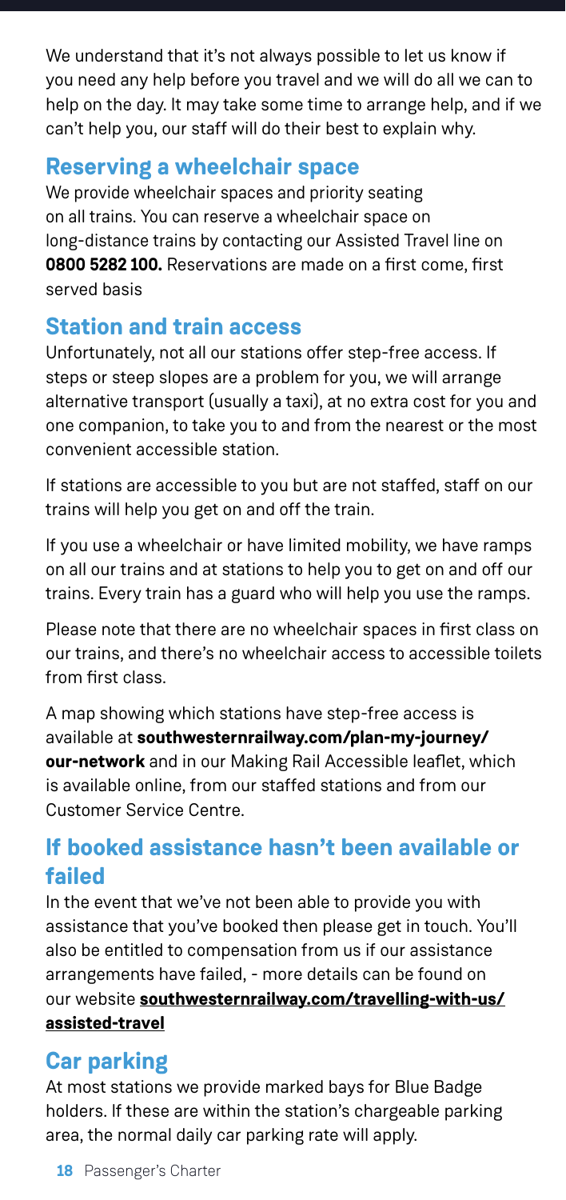We understand that it's not always possible to let us know if you need any help before you travel and we will do all we can to help on the day. It may take some time to arrange help, and if we can't help you, our staff will do their best to explain why.

## Reserving a wheelchair space

We provide wheelchair spaces and priority seating on all trains. You can reserve a wheelchair space on long-distance trains by contacting our Assisted Travel line on **0800 5282 100.** Reservations are made on a first come, first served basis

## Station and train access

Unfortunately, not all our stations offer step-free access. If steps or steep slopes are a problem for you, we will arrange alternative transport (usually a taxi), at no extra cost for you and one companion, to take you to and from the nearest or the most convenient accessible station.

If stations are accessible to you but are not staffed, staff on our trains will help you get on and off the train.

If you use a wheelchair or have limited mobility, we have ramps on all our trains and at stations to help you to get on and off our trains. Every train has a guard who will help you use the ramps.

Please note that there are no wheelchair spaces in first class on our trains, and there's no wheelchair access to accessible toilets from first class.

A map showing which stations have step-free access is available at **southwesternrailway.com/plan-my-journey/our-network** and in our Making Rail Accessible leaflet, which is available online, from our staffed stations and from our Customer Service Centre.

## If booked assistance hasn't been available or failed

In the event that we've not been able to provide you with assistance that you've booked then please get in touch. You'll also be entitled to compensation from us if our assistance arrangements have failed, - more details can be found on our website **southwesternrailway.com/travelling-with-us/assisted-travel**

## Car parking

At most stations we provide marked bays for Blue Badge holders. If these are within the station's chargeable parking area, the normal daily car parking rate will apply.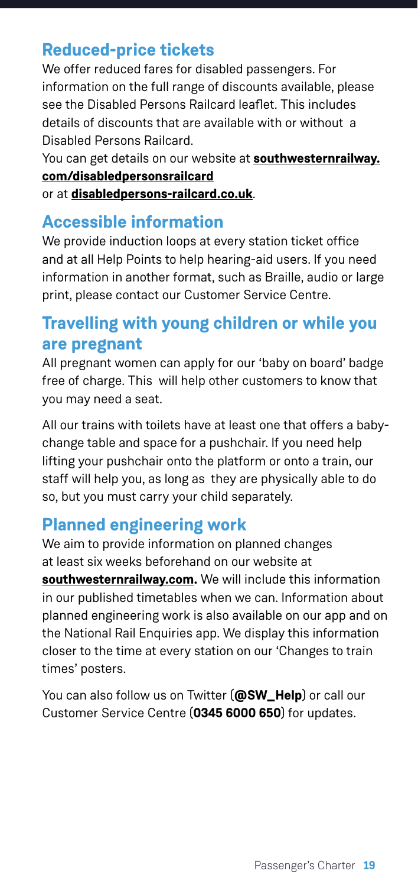## Reduced-price tickets

We offer reduced fares for disabled passengers. For information on the full range of discounts available, please see the Disabled Persons Railcard leaflet. This includes details of discounts that are available with or without a Disabled Persons Railcard.

You can get details on our website at **southwesternrailway.com/disabledpersonsrailcard**
or at **disabledpersons-railcard.co.uk**.

## Accessible information

We provide induction loops at every station ticket office and at all Help Points to help hearing-aid users. If you need information in another format, such as Braille, audio or large print, please contact our Customer Service Centre.

## Travelling with young children or while you are pregnant

All pregnant women can apply for our 'baby on board' badge free of charge. This will help other customers to know that you may need a seat.

All our trains with toilets have at least one that offers a baby-change table and space for a pushchair. If you need help lifting your pushchair onto the platform or onto a train, our staff will help you, as long as they are physically able to do so, but you must carry your child separately.

## Planned engineering work

We aim to provide information on planned changes at least six weeks beforehand on our website at **southwesternrailway.com.** We will include this information in our published timetables when we can. Information about planned engineering work is also available on our app and on the National Rail Enquiries app. We display this information closer to the time at every station on our 'Changes to train times' posters.

You can also follow us on Twitter (**@SW_Help**) or call our Customer Service Centre (**0345 6000 650**) for updates.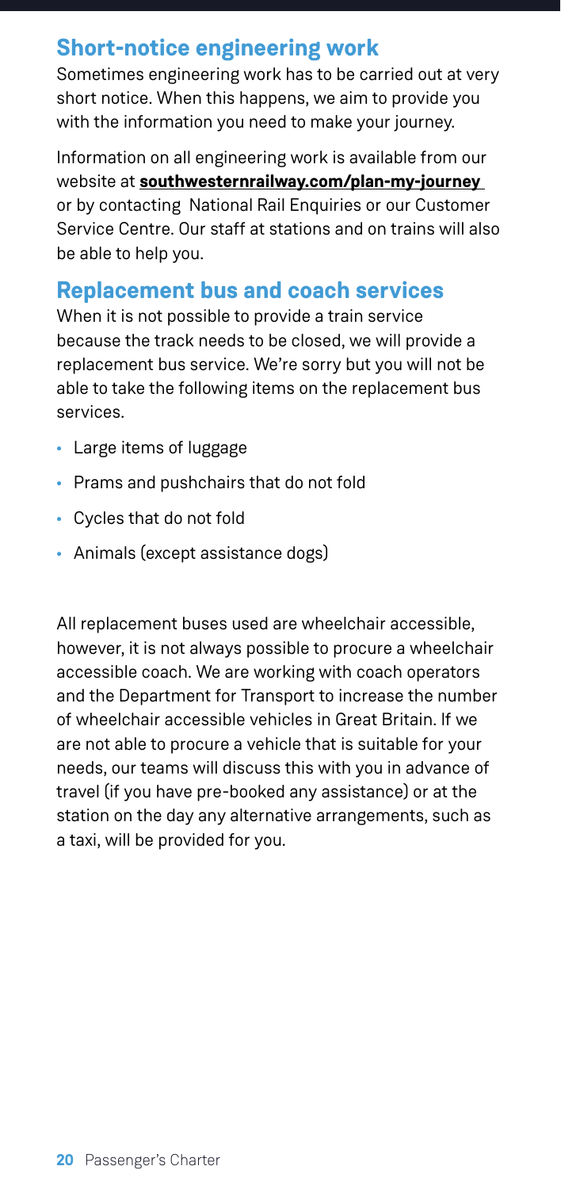## Short-notice engineering work

Sometimes engineering work has to be carried out at very short notice. When this happens, we aim to provide you with the information you need to make your journey.

Information on all engineering work is available from our website at **southwesternrailway.com/plan-my-journey** or by contacting National Rail Enquiries or our Customer Service Centre. Our staff at stations and on trains will also be able to help you.

## Replacement bus and coach services

When it is not possible to provide a train service because the track needs to be closed, we will provide a replacement bus service. We're sorry but you will not be able to take the following items on the replacement bus services.

- Large items of luggage
- Prams and pushchairs that do not fold
- Cycles that do not fold
- Animals (except assistance dogs)

All replacement buses used are wheelchair accessible, however, it is not always possible to procure a wheelchair accessible coach. We are working with coach operators and the Department for Transport to increase the number of wheelchair accessible vehicles in Great Britain. If we are not able to procure a vehicle that is suitable for your needs, our teams will discuss this with you in advance of travel (if you have pre-booked any assistance) or at the station on the day any alternative arrangements, such as a taxi, will be provided for you.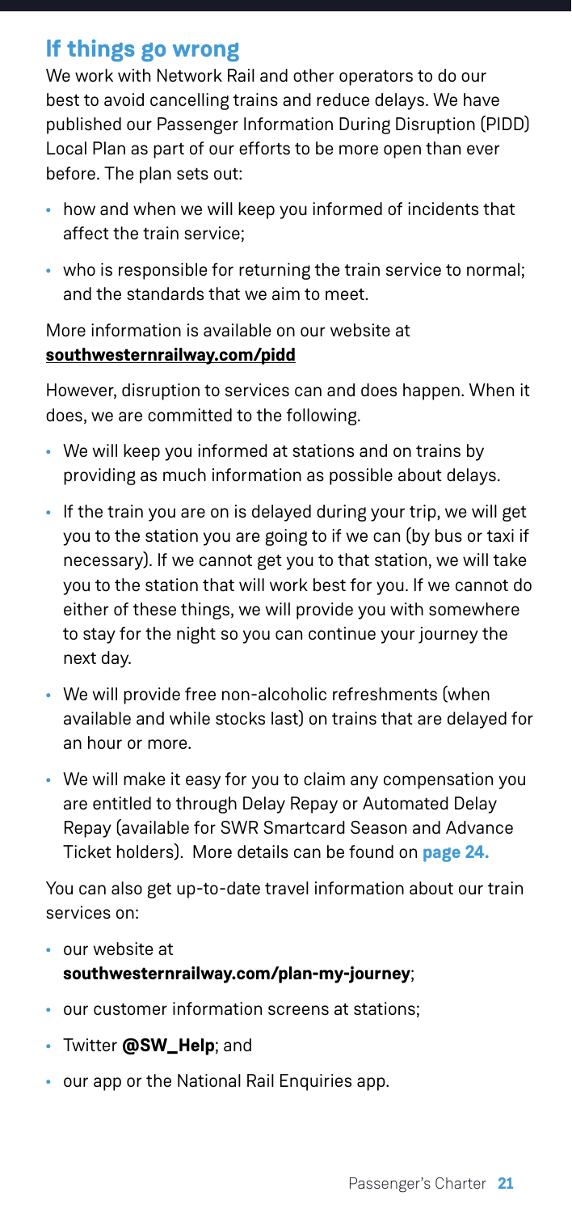## If things go wrong

We work with Network Rail and other operators to do our best to avoid cancelling trains and reduce delays. We have published our Passenger Information During Disruption (PIDD) Local Plan as part of our efforts to be more open than ever before. The plan sets out:

- how and when we will keep you informed of incidents that affect the train service;
- who is responsible for returning the train service to normal; and the standards that we aim to meet.

More information is available on our website at **southwesternrailway.com/pidd**

However, disruption to services can and does happen. When it does, we are committed to the following.

- We will keep you informed at stations and on trains by providing as much information as possible about delays.
- If the train you are on is delayed during your trip, we will get you to the station you are going to if we can (by bus or taxi if necessary). If we cannot get you to that station, we will take you to the station that will work best for you. If we cannot do either of these things, we will provide you with somewhere to stay for the night so you can continue your journey the next day.
- We will provide free non-alcoholic refreshments (when available and while stocks last) on trains that are delayed for an hour or more.
- We will make it easy for you to claim any compensation you are entitled to through Delay Repay or Automated Delay Repay (available for SWR Smartcard Season and Advance Ticket holders). More details can be found on **page 24.**

You can also get up-to-date travel information about our train services on:

- our website at **southwesternrailway.com/plan-my-journey**;
- our customer information screens at stations;
- Twitter **@SW_Help**; and
- our app or the National Rail Enquiries app.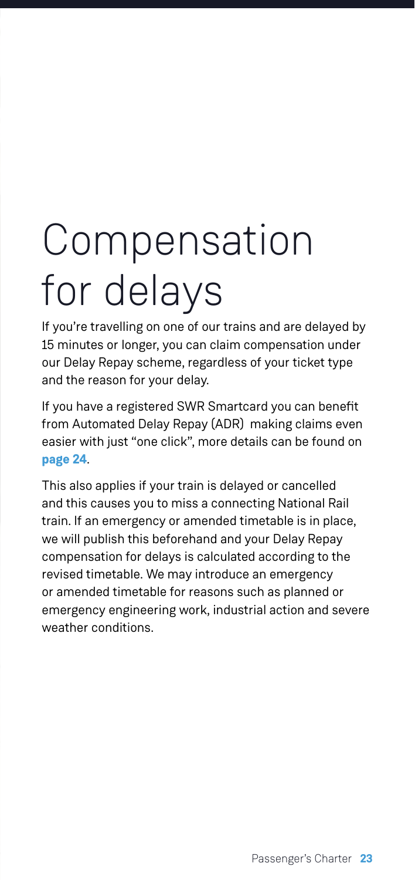# Compensation for delays

If you're travelling on one of our trains and are delayed by 15 minutes or longer, you can claim compensation under our Delay Repay scheme, regardless of your ticket type and the reason for your delay.

If you have a registered SWR Smartcard you can benefit from Automated Delay Repay (ADR) making claims even easier with just "one click", more details can be found on **page 24**.

This also applies if your train is delayed or cancelled and this causes you to miss a connecting National Rail train. If an emergency or amended timetable is in place, we will publish this beforehand and your Delay Repay compensation for delays is calculated according to the revised timetable. We may introduce an emergency or amended timetable for reasons such as planned or emergency engineering work, industrial action and severe weather conditions.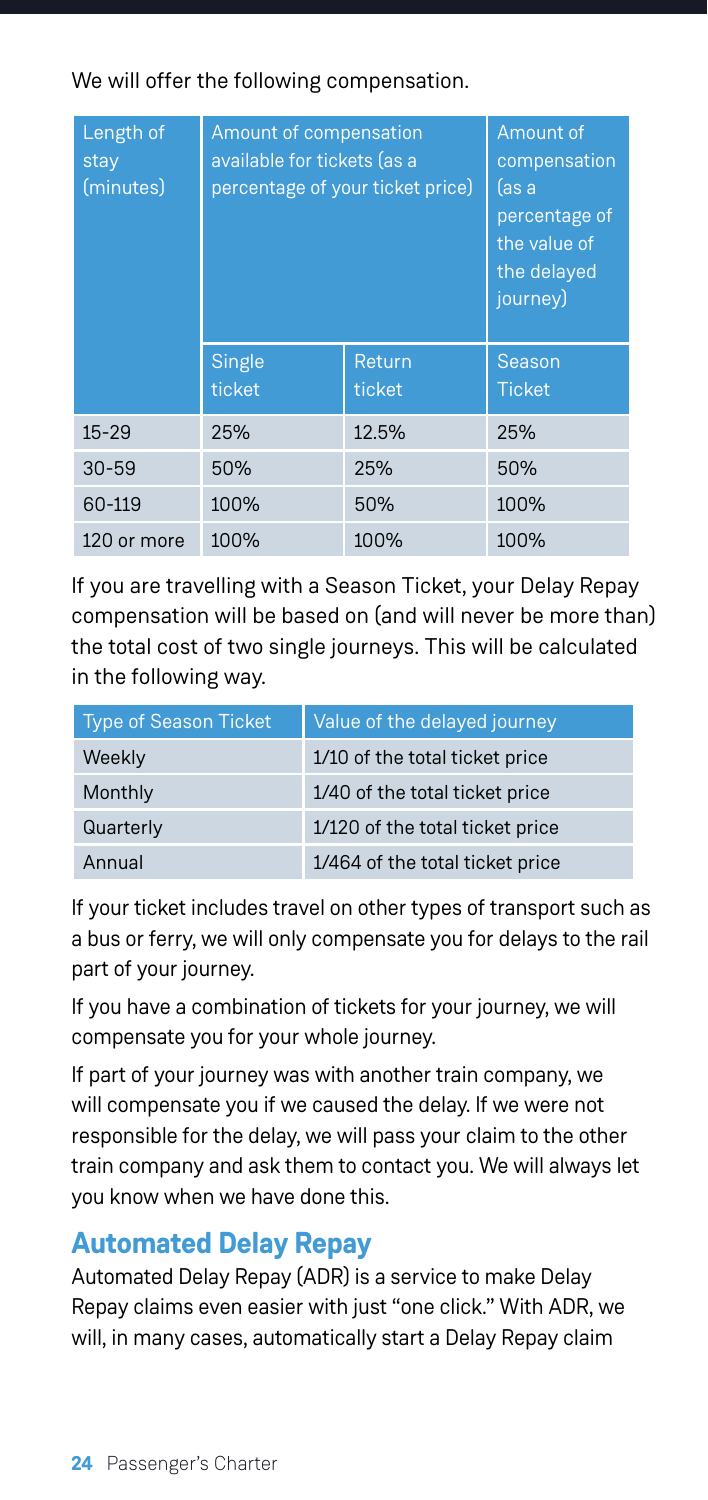We will offer the following compensation.

| Length of stay (minutes) | Amount of compensation available for tickets (as a percentage of your ticket price) | | Amount of compensation (as a percentage of the value of the delayed journey) |
|---|---|---|---|
| | Single ticket | Return ticket | Season Ticket |
| 15-29 | 25% | 12.5% | 25% |
| 30-59 | 50% | 25% | 50% |
| 60-119 | 100% | 50% | 100% |
| 120 or more | 100% | 100% | 100% |

If you are travelling with a Season Ticket, your Delay Repay compensation will be based on (and will never be more than) the total cost of two single journeys. This will be calculated in the following way.

| Type of Season Ticket | Value of the delayed journey |
|---|---|
| Weekly | 1/10 of the total ticket price |
| Monthly | 1/40 of the total ticket price |
| Quarterly | 1/120 of the total ticket price |
| Annual | 1/464 of the total ticket price |

If your ticket includes travel on other types of transport such as a bus or ferry, we will only compensate you for delays to the rail part of your journey.

If you have a combination of tickets for your journey, we will compensate you for your whole journey.

If part of your journey was with another train company, we will compensate you if we caused the delay. If we were not responsible for the delay, we will pass your claim to the other train company and ask them to contact you. We will always let you know when we have done this.

## Automated Delay Repay

Automated Delay Repay (ADR) is a service to make Delay Repay claims even easier with just "one click." With ADR, we will, in many cases, automatically start a Delay Repay claim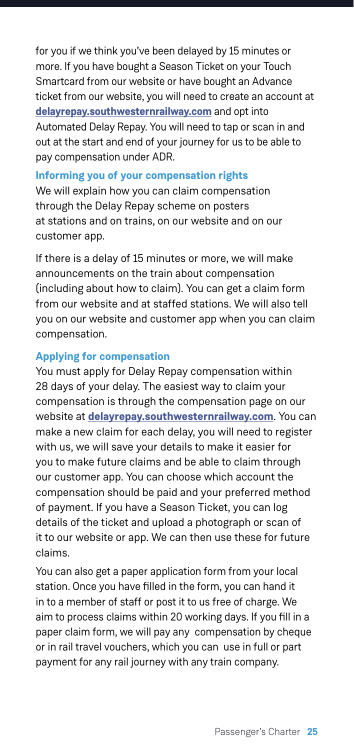for you if we think you've been delayed by 15 minutes or more. If you have bought a Season Ticket on your Touch Smartcard from our website or have bought an Advance ticket from our website, you will need to create an account at **delayrepay.southwesternrailway.com** and opt into Automated Delay Repay. You will need to tap or scan in and out at the start and end of your journey for us to be able to pay compensation under ADR.

### Informing you of your compensation rights

We will explain how you can claim compensation through the Delay Repay scheme on posters at stations and on trains, on our website and on our customer app.

If there is a delay of 15 minutes or more, we will make announcements on the train about compensation (including about how to claim). You can get a claim form from our website and at staffed stations. We will also tell you on our website and customer app when you can claim compensation.

### Applying for compensation

You must apply for Delay Repay compensation within 28 days of your delay. The easiest way to claim your compensation is through the compensation page on our website at **delayrepay.southwesternrailway.com**. You can make a new claim for each delay, you will need to register with us, we will save your details to make it easier for you to make future claims and be able to claim through our customer app. You can choose which account the compensation should be paid and your preferred method of payment. If you have a Season Ticket, you can log details of the ticket and upload a photograph or scan of it to our website or app. We can then use these for future claims.

You can also get a paper application form from your local station. Once you have filled in the form, you can hand it in to a member of staff or post it to us free of charge. We aim to process claims within 20 working days. If you fill in a paper claim form, we will pay any compensation by cheque or in rail travel vouchers, which you can use in full or part payment for any rail journey with any train company.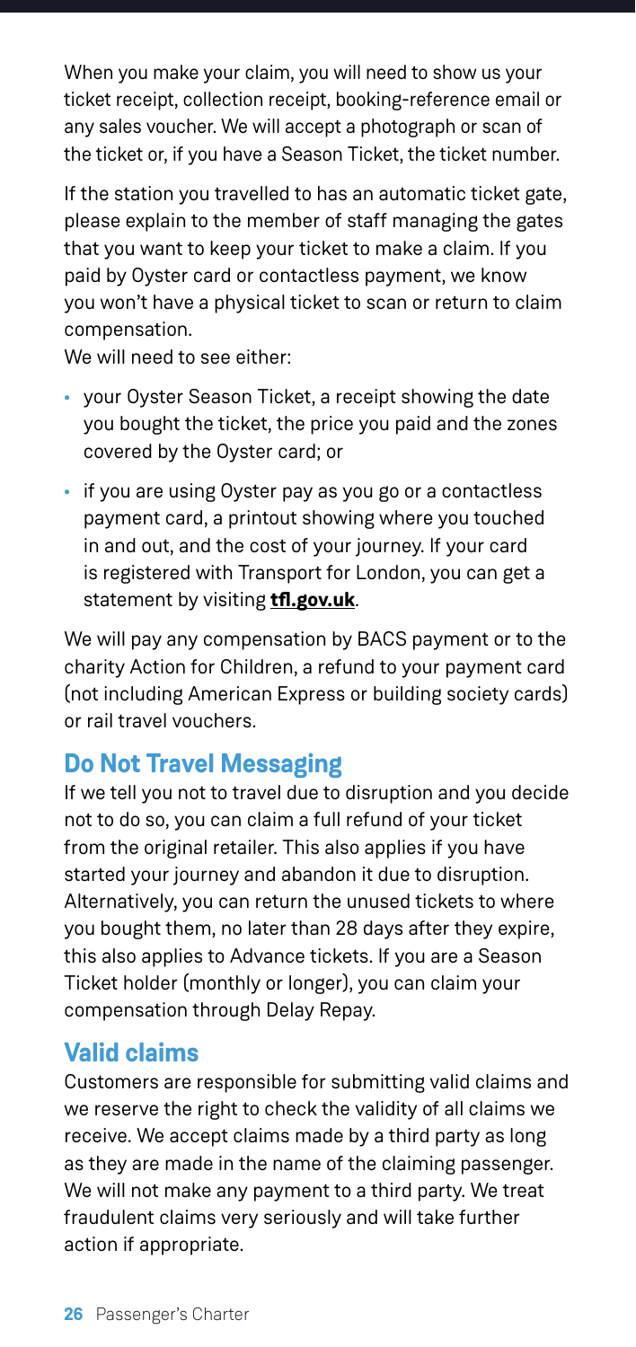When you make your claim, you will need to show us your ticket receipt, collection receipt, booking-reference email or any sales voucher. We will accept a photograph or scan of the ticket or, if you have a Season Ticket, the ticket number.

If the station you travelled to has an automatic ticket gate, please explain to the member of staff managing the gates that you want to keep your ticket to make a claim. If you paid by Oyster card or contactless payment, we know you won't have a physical ticket to scan or return to claim compensation.

We will need to see either:

- your Oyster Season Ticket, a receipt showing the date you bought the ticket, the price you paid and the zones covered by the Oyster card; or
- if you are using Oyster pay as you go or a contactless payment card, a printout showing where you touched in and out, and the cost of your journey. If your card is registered with Transport for London, you can get a statement by visiting **tfl.gov.uk**.

We will pay any compensation by BACS payment or to the charity Action for Children, a refund to your payment card (not including American Express or building society cards) or rail travel vouchers.

## Do Not Travel Messaging

If we tell you not to travel due to disruption and you decide not to do so, you can claim a full refund of your ticket from the original retailer. This also applies if you have started your journey and abandon it due to disruption. Alternatively, you can return the unused tickets to where you bought them, no later than 28 days after they expire, this also applies to Advance tickets. If you are a Season Ticket holder (monthly or longer), you can claim your compensation through Delay Repay.

## Valid claims

Customers are responsible for submitting valid claims and we reserve the right to check the validity of all claims we receive. We accept claims made by a third party as long as they are made in the name of the claiming passenger. We will not make any payment to a third party. We treat fraudulent claims very seriously and will take further action if appropriate.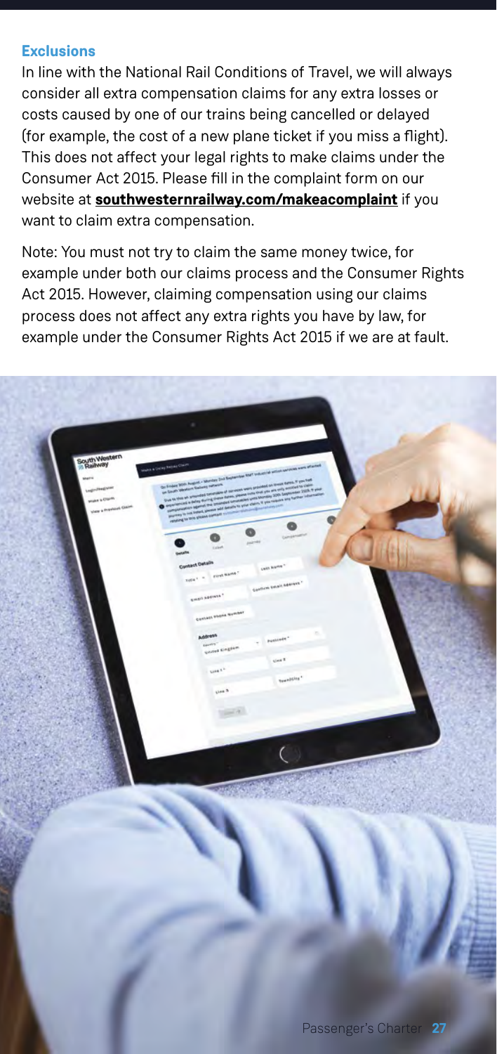### Exclusions

In line with the National Rail Conditions of Travel, we will always consider all extra compensation claims for any extra losses or costs caused by one of our trains being cancelled or delayed (for example, the cost of a new plane ticket if you miss a flight). This does not affect your legal rights to make claims under the Consumer Act 2015. Please fill in the complaint form on our website at **southwesternrailway.com/makeacomplaint** if you want to claim extra compensation.

Note: You must not try to claim the same money twice, for example under both our claims process and the Consumer Rights Act 2015. However, claiming compensation using our claims process does not affect any extra rights you have by law, for example under the Consumer Rights Act 2015 if we are at fault.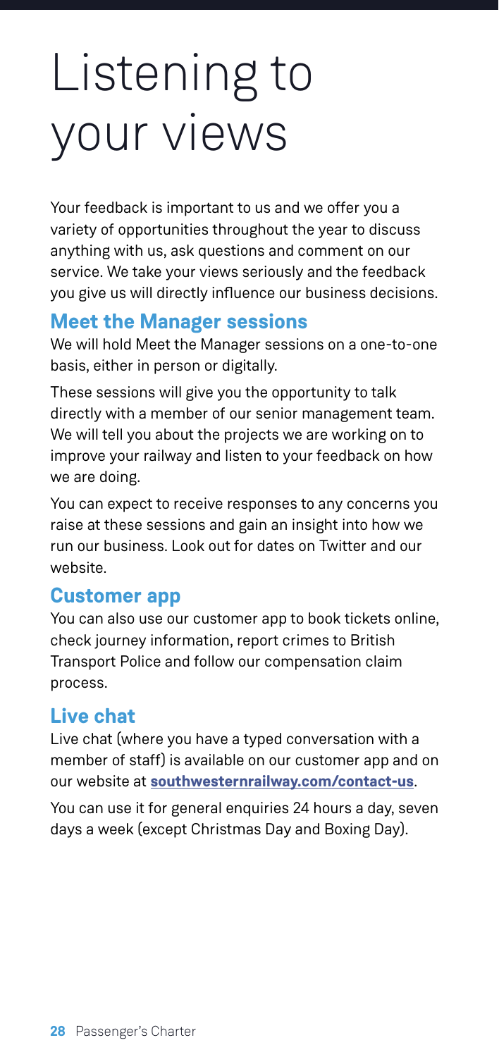# Listening to your views

Your feedback is important to us and we offer you a variety of opportunities throughout the year to discuss anything with us, ask questions and comment on our service. We take your views seriously and the feedback you give us will directly influence our business decisions.

## Meet the Manager sessions

We will hold Meet the Manager sessions on a one-to-one basis, either in person or digitally.

These sessions will give you the opportunity to talk directly with a member of our senior management team. We will tell you about the projects we are working on to improve your railway and listen to your feedback on how we are doing.

You can expect to receive responses to any concerns you raise at these sessions and gain an insight into how we run our business. Look out for dates on Twitter and our website.

## Customer app

You can also use our customer app to book tickets online, check journey information, report crimes to British Transport Police and follow our compensation claim process.

## Live chat

Live chat (where you have a typed conversation with a member of staff) is available on our customer app and on our website at **southwesternrailway.com/contact-us**.

You can use it for general enquiries 24 hours a day, seven days a week (except Christmas Day and Boxing Day).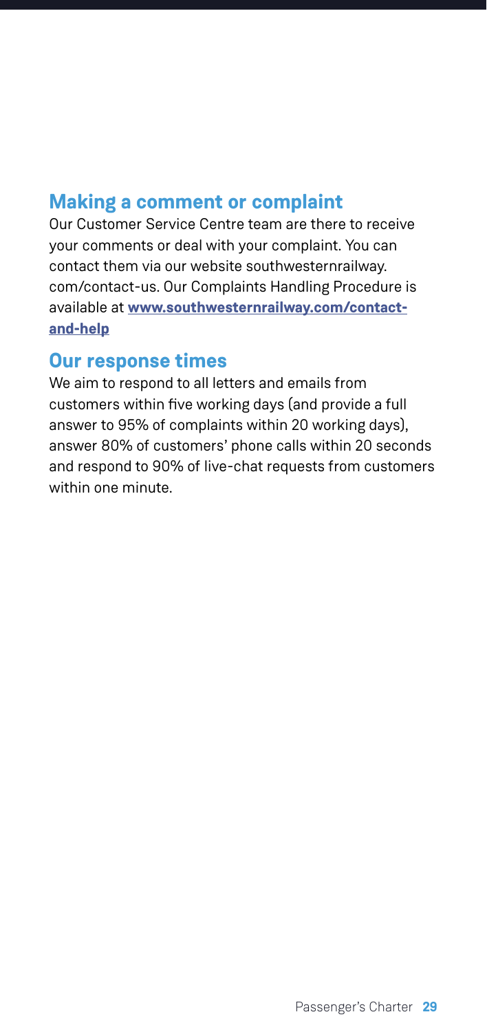## Making a comment or complaint

Our Customer Service Centre team are there to receive your comments or deal with your complaint. You can contact them via our website southwesternrailway.com/contact-us. Our Complaints Handling Procedure is available at **www.southwesternrailway.com/contact-and-help**

## Our response times

We aim to respond to all letters and emails from customers within five working days (and provide a full answer to 95% of complaints within 20 working days), answer 80% of customers' phone calls within 20 seconds and respond to 90% of live-chat requests from customers within one minute.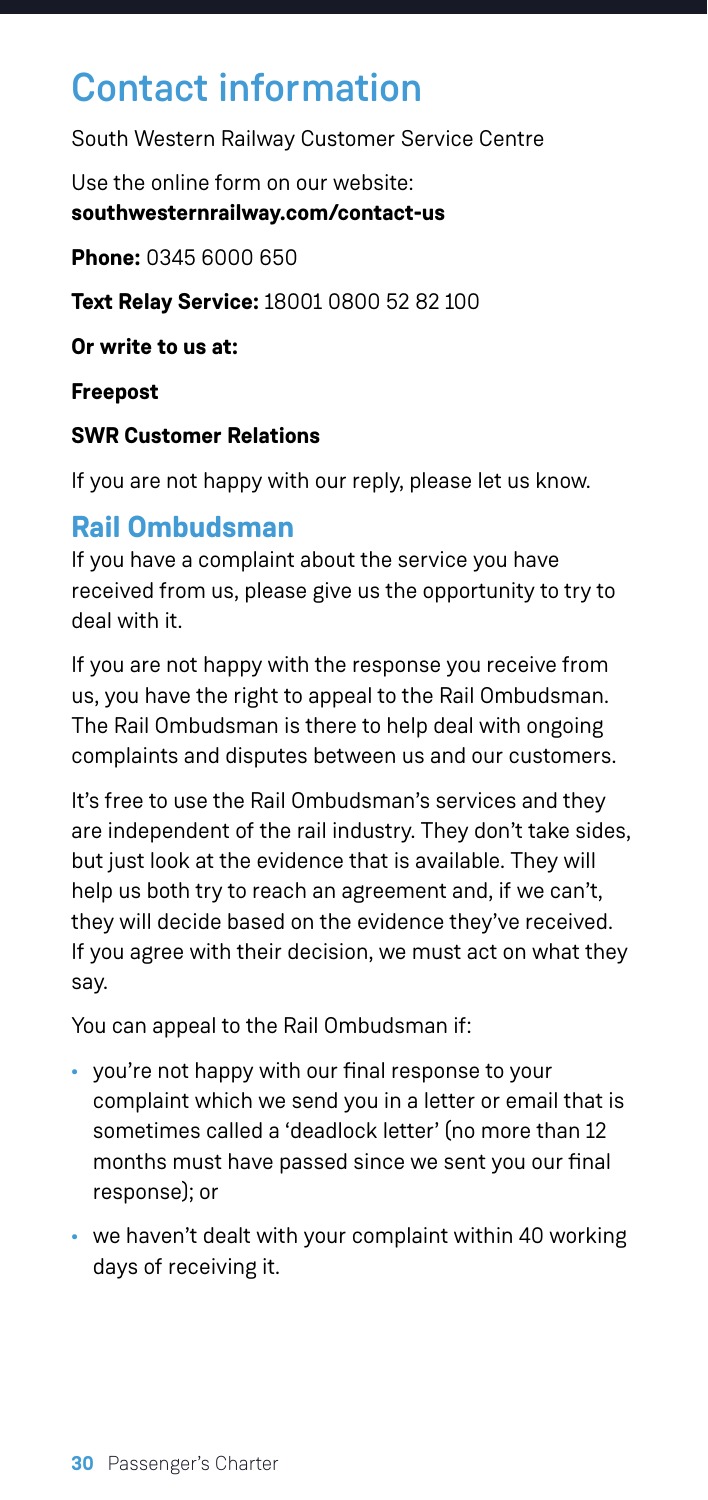# Contact information

South Western Railway Customer Service Centre

Use the online form on our website:
**southwesternrailway.com/contact-us**

**Phone:** 0345 6000 650

**Text Relay Service:** 18001 0800 52 82 100

**Or write to us at:**

**Freepost**

**SWR Customer Relations**

If you are not happy with our reply, please let us know.

## Rail Ombudsman

If you have a complaint about the service you have received from us, please give us the opportunity to try to deal with it.

If you are not happy with the response you receive from us, you have the right to appeal to the Rail Ombudsman. The Rail Ombudsman is there to help deal with ongoing complaints and disputes between us and our customers.

It's free to use the Rail Ombudsman's services and they are independent of the rail industry. They don't take sides, but just look at the evidence that is available. They will help us both try to reach an agreement and, if we can't, they will decide based on the evidence they've received. If you agree with their decision, we must act on what they say.

You can appeal to the Rail Ombudsman if:

- you're not happy with our final response to your complaint which we send you in a letter or email that is sometimes called a 'deadlock letter' (no more than 12 months must have passed since we sent you our final response); or
- we haven't dealt with your complaint within 40 working days of receiving it.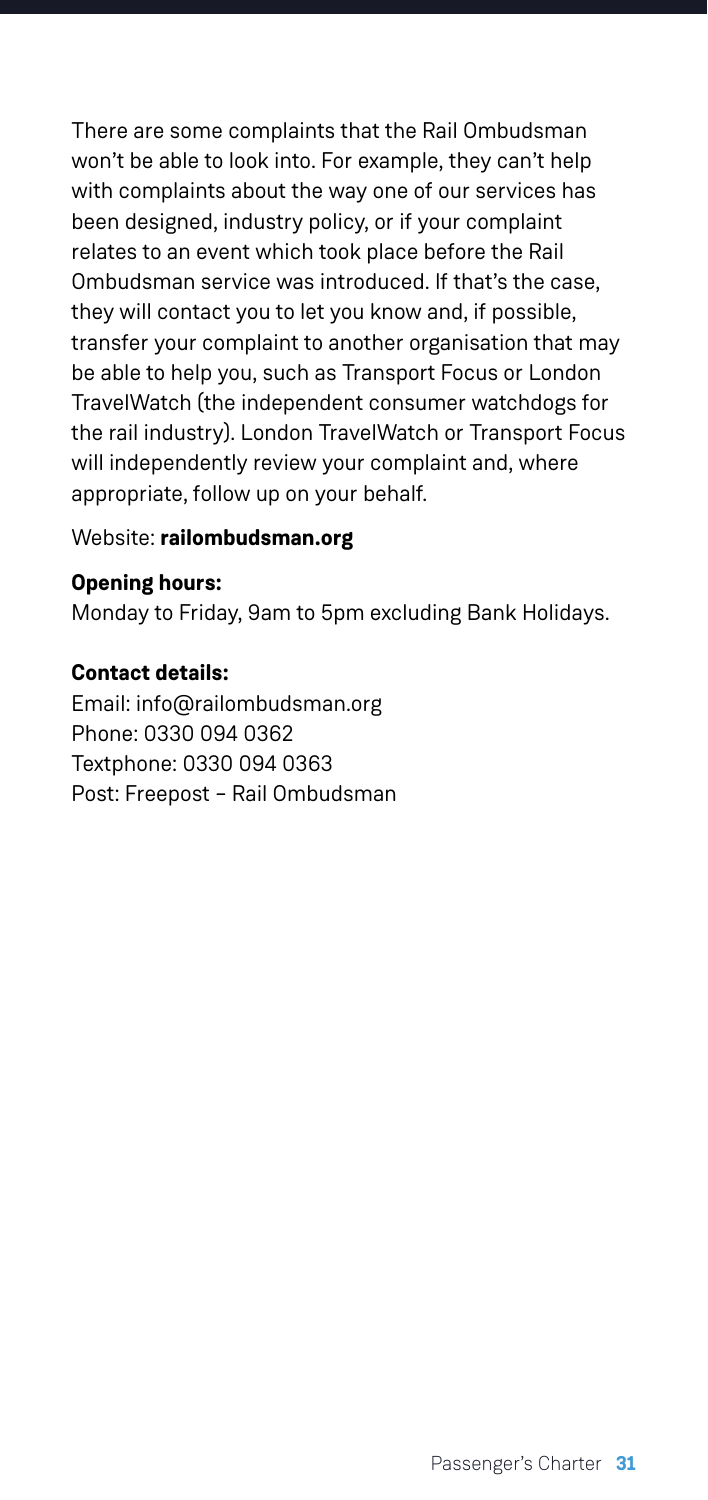There are some complaints that the Rail Ombudsman won't be able to look into. For example, they can't help with complaints about the way one of our services has been designed, industry policy, or if your complaint relates to an event which took place before the Rail Ombudsman service was introduced. If that's the case, they will contact you to let you know and, if possible, transfer your complaint to another organisation that may be able to help you, such as Transport Focus or London TravelWatch (the independent consumer watchdogs for the rail industry). London TravelWatch or Transport Focus will independently review your complaint and, where appropriate, follow up on your behalf.

Website: **railombudsman.org**

**Opening hours:**
Monday to Friday, 9am to 5pm excluding Bank Holidays.

**Contact details:**
Email: info@railombudsman.org
Phone: 0330 094 0362
Textphone: 0330 094 0363
Post: Freepost – Rail Ombudsman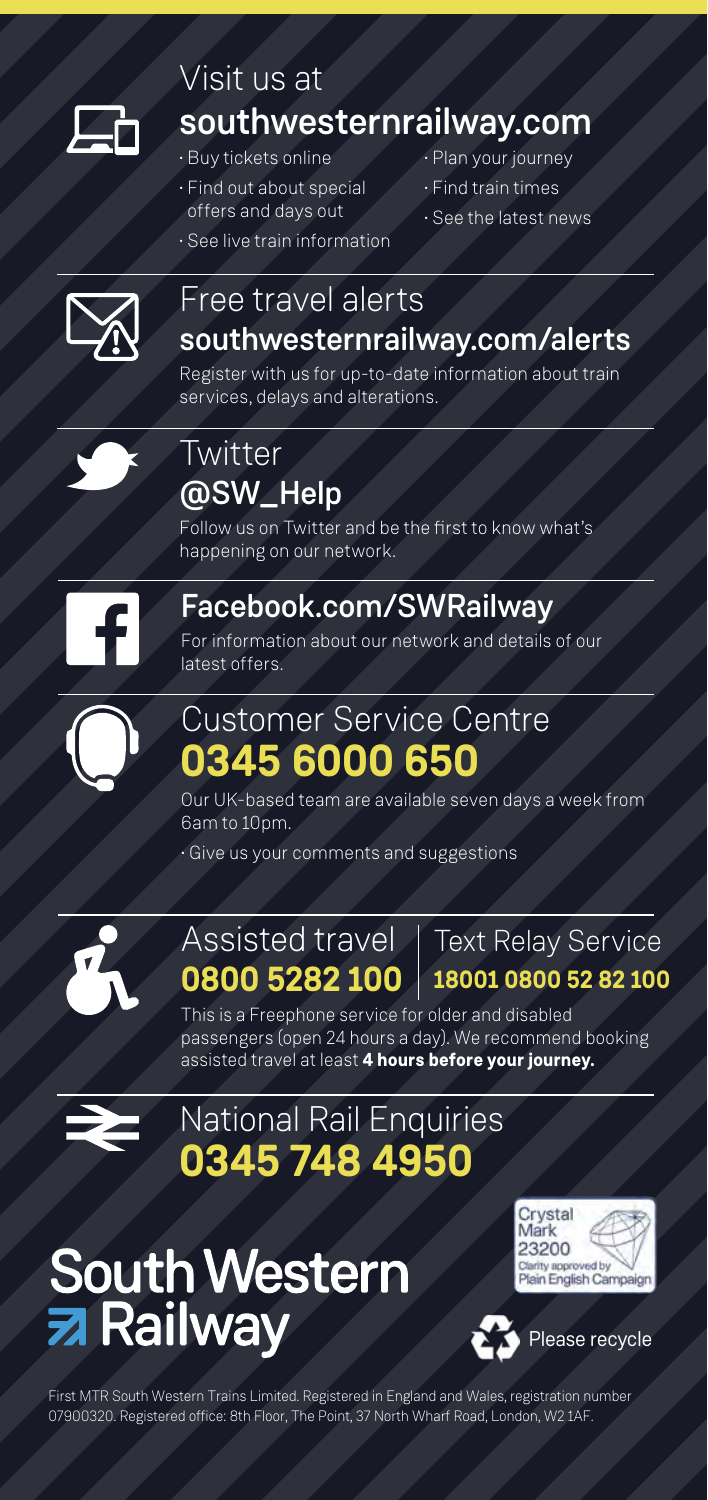## Visit us at
## **southwesternrailway.com**

- Buy tickets online
- Find out about special offers and days out
- See live train information
- Plan your journey
- Find train times
- See the latest news

## Free travel alerts
## **southwesternrailway.com/alerts**

Register with us for up-to-date information about train services, delays and alterations.

## Twitter
## **@SW_Help**

Follow us on Twitter and be the first to know what's happening on our network.

## **Facebook.com/SWRailway**

For information about our network and details of our latest offers.

## Customer Service Centre
## **0345 6000 650**

Our UK-based team are available seven days a week from 6am to 10pm.

- Give us your comments and suggestions

## Assisted travel
## **0800 5282 100**

## Text Relay Service
## **18001 0800 52 82 100**

This is a Freephone service for older and disabled passengers (open 24 hours a day). We recommend booking assisted travel at least **4 hours before your journey.**

## National Rail Enquiries
## **0345 748 4950**

South Western Railway

Crystal Mark 23200 Clarity approved by Plain English Campaign

Please recycle

First MTR South Western Trains Limited. Registered in England and Wales, registration number 07900320. Registered office: 8th Floor, The Point, 37 North Wharf Road, London, W2 1AF.